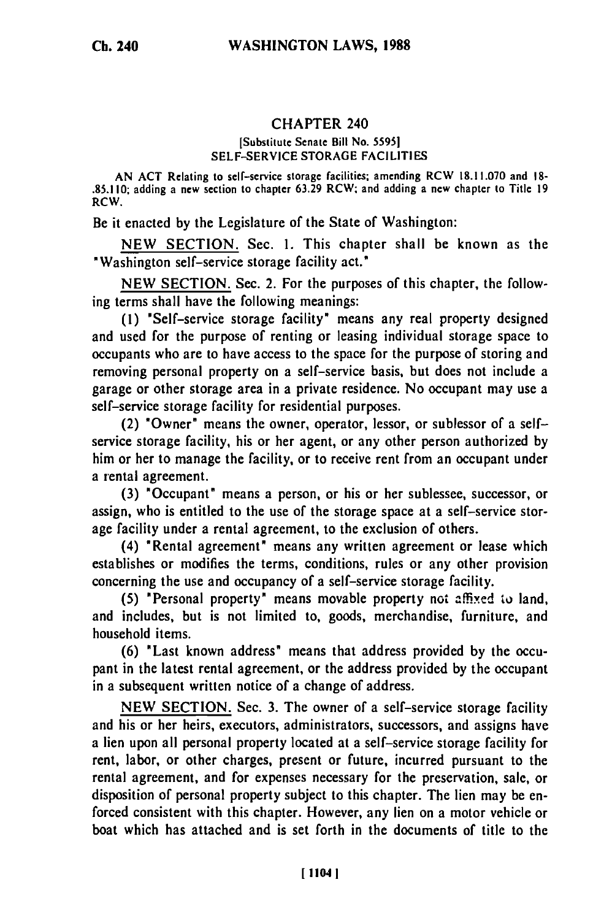# CHAPTER 240

[Substitute Senate Bill No. 5595]

SELF-SERVICE STORAGE FACILITIES

AN ACT Relating to self-service storage facilities; amending RCW 18.11.070 and 18-.85.110; adding a new section to chapter 63.29 RCW; and adding a new chapter to Title 19 RCW.

Be it enacted by the Legislature of the State of Washington:

NEW SECTION. Sec. 1. This chapter shall be known as the "Washington self-service storage facility act."

NEW SECTION. Sec. 2. For the purposes of this chapter, the following terms shall have the following meanings:

(1) "Self-service storage facility" means any real property designed and used for the purpose of renting or leasing individual storage space to occupants who are to have access to the space for the purpose of storing and removing personal property on a self-service basis, but does not include a garage or other storage area in a private residence. No occupant may use a self-service storage facility for residential purposes.

(2) "Owner" means the owner, operator, lessor, or sublessor of a self-service storage facility, his or her agent, or any other person authorized by him or her to manage the facility, or to receive rent from an occupant under a rental agreement.

(3) "Occupant" means a person, or his or her sublessee, successor, or assign, who is entitled to the use of the storage space at a self-service storage facility under a rental agreement, to the exclusion of others.

(4) "Rental agreement" means any written agreement or lease which establishes or modifies the terms, conditions, rules or any other provision concerning the use and occupancy of a self-service storage facility.

(5) "Personal property" means movable property not affixed to land, and includes, but is not limited to, goods, merchandise, furniture, and household items.

(6) "Last known address" means that address provided by the occupant in the latest rental agreement, or the address provided by the occupant in a subsequent written notice of a change of address.

NEW SECTION. Sec. 3. The owner of a self-service storage facility and his or her heirs, executors, administrators, successors, and assigns have a lien upon all personal property located at a self-service storage facility for rent, labor, or other charges, present or future, incurred pursuant to the rental agreement, and for expenses necessary for the preservation, sale, or disposition of personal property subject to this chapter. The lien may be enforced consistent with this chapter. However, any lien on a motor vehicle or boat which has attached and is set forth in the documents of title to the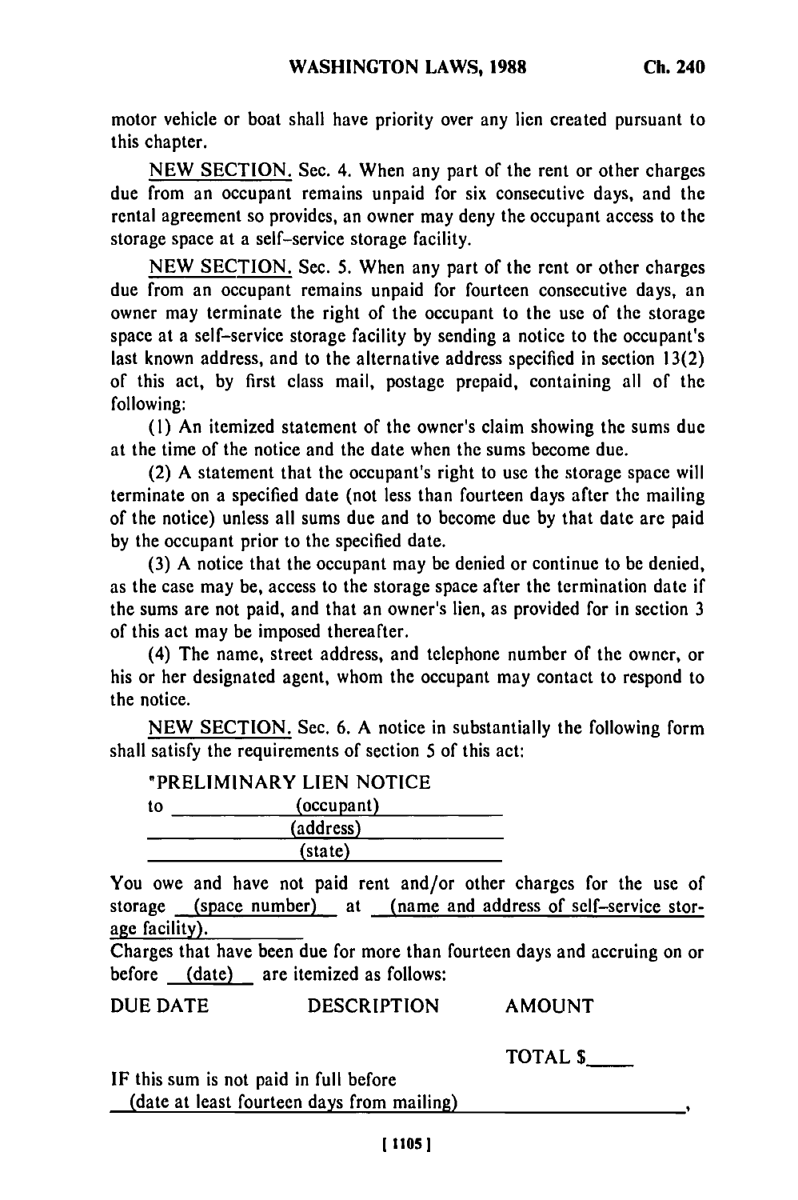motor vehicle or boat shall have priority over any lien created pursuant to this chapter.

NEW SECTION. Sec. 4. When any part of the rent or other charges due from an occupant remains unpaid for six consecutive days, and the rental agreement so provides, an owner may deny the occupant access to the storage space at a self-service storage facility.

NEW SECTION. Sec. 5. When any part of the rent or other charges due from an occupant remains unpaid for fourteen consecutive days, an owner may terminate the right of the occupant to the use of the storage space at a self-service storage facility by sending a notice to the occupant's last known address, and to the alternative address specified in section 13(2) of this act, by first class mail, postage prepaid, containing all of the following:

(1) An itemized statement of the owner's claim showing the sums due at the time of the notice and the date when the sums become due.

(2) A statement that the occupant's right to use the storage space will terminate on a specified date (not less than fourteen days after the mailing of the notice) unless all sums due and to become due by that date are paid by the occupant prior to the specified date.

(3) A notice that the occupant may be denied or continue to be denied, as the case may be, access to the storage space after the termination date if the sums are not paid, and that an owner's lien, as provided for in section 3 of this act may be imposed thereafter.

(4) The name, street address, and telephone number of the owner, or his or her designated agent, whom the occupant may contact to respond to the notice.

NEW SECTION. Sec. 6. A notice in substantially the following form shall satisfy the requirements of section 5 of this act:

"PRELIMINARY LIEN NOTICE

to ______(occupant)______

______(address)______

______(state)______

You owe and have not paid rent and/or other charges for the use of storage __(space number)__ at __(name and address of self-service storage facility).__

Charges that have been due for more than fourteen days and accruing on or before __(date)__ are itemized as follows:

| DUE DATE | DESCRIPTION | AMOUNT |
|---|---|---|
| | | |
| | | TOTAL $____ |

IF this sum is not paid in full before __(date at least fourteen days from mailing)__ ,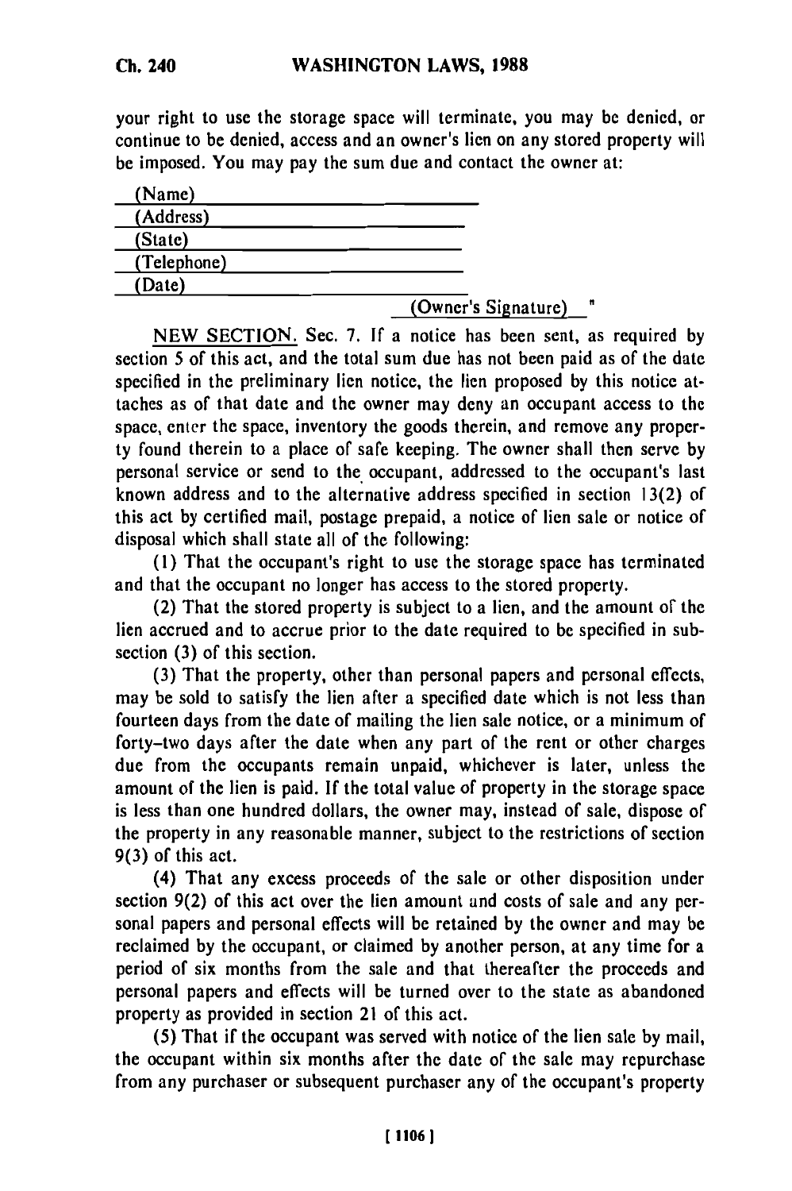your right to use the storage space will terminate, you may be denied, or continue to be denied, access and an owner's lien on any stored property will be imposed. You may pay the sum due and contact the owner at:

(Name) ____________
(Address) ____________
(State) ____________
(Telephone) ____________
(Date) ____________

(Owner's Signature) "

NEW SECTION. Sec. 7. If a notice has been sent, as required by section 5 of this act, and the total sum due has not been paid as of the date specified in the preliminary lien notice, the lien proposed by this notice attaches as of that date and the owner may deny an occupant access to the space, enter the space, inventory the goods therein, and remove any property found therein to a place of safe keeping. The owner shall then serve by personal service or send to the occupant, addressed to the occupant's last known address and to the alternative address specified in section 13(2) of this act by certified mail, postage prepaid, a notice of lien sale or notice of disposal which shall state all of the following:

(1) That the occupant's right to use the storage space has terminated and that the occupant no longer has access to the stored property.

(2) That the stored property is subject to a lien, and the amount of the lien accrued and to accrue prior to the date required to be specified in subsection (3) of this section.

(3) That the property, other than personal papers and personal effects, may be sold to satisfy the lien after a specified date which is not less than fourteen days from the date of mailing the lien sale notice, or a minimum of forty-two days after the date when any part of the rent or other charges due from the occupants remain unpaid, whichever is later, unless the amount of the lien is paid. If the total value of property in the storage space is less than one hundred dollars, the owner may, instead of sale, dispose of the property in any reasonable manner, subject to the restrictions of section 9(3) of this act.

(4) That any excess proceeds of the sale or other disposition under section 9(2) of this act over the lien amount and costs of sale and any personal papers and personal effects will be retained by the owner and may be reclaimed by the occupant, or claimed by another person, at any time for a period of six months from the sale and that thereafter the proceeds and personal papers and effects will be turned over to the state as abandoned property as provided in section 21 of this act.

(5) That if the occupant was served with notice of the lien sale by mail, the occupant within six months after the date of the sale may repurchase from any purchaser or subsequent purchaser any of the occupant's property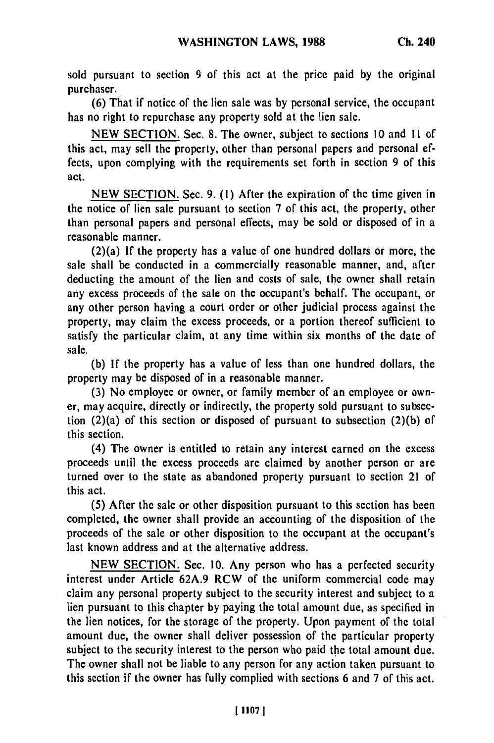sold pursuant to section 9 of this act at the price paid by the original purchaser.

(6) That if notice of the lien sale was by personal service, the occupant has no right to repurchase any property sold at the lien sale.

NEW SECTION. Sec. 8. The owner, subject to sections 10 and 11 of this act, may sell the property, other than personal papers and personal effects, upon complying with the requirements set forth in section 9 of this act.

NEW SECTION. Sec. 9. (1) After the expiration of the time given in the notice of lien sale pursuant to section 7 of this act, the property, other than personal papers and personal effects, may be sold or disposed of in a reasonable manner.

(2)(a) If the property has a value of one hundred dollars or more, the sale shall be conducted in a commercially reasonable manner, and, after deducting the amount of the lien and costs of sale, the owner shall retain any excess proceeds of the sale on the occupant's behalf. The occupant, or any other person having a court order or other judicial process against the property, may claim the excess proceeds, or a portion thereof sufficient to satisfy the particular claim, at any time within six months of the date of sale.

(b) If the property has a value of less than one hundred dollars, the property may be disposed of in a reasonable manner.

(3) No employee or owner, or family member of an employee or owner, may acquire, directly or indirectly, the property sold pursuant to subsection (2)(a) of this section or disposed of pursuant to subsection (2)(b) of this section.

(4) The owner is entitled to retain any interest earned on the excess proceeds until the excess proceeds are claimed by another person or are turned over to the state as abandoned property pursuant to section 21 of this act.

(5) After the sale or other disposition pursuant to this section has been completed, the owner shall provide an accounting of the disposition of the proceeds of the sale or other disposition to the occupant at the occupant's last known address and at the alternative address.

NEW SECTION. Sec. 10. Any person who has a perfected security interest under Article 62A.9 RCW of the uniform commercial code may claim any personal property subject to the security interest and subject to a lien pursuant to this chapter by paying the total amount due, as specified in the lien notices, for the storage of the property. Upon payment of the total amount due, the owner shall deliver possession of the particular property subject to the security interest to the person who paid the total amount due. The owner shall not be liable to any person for any action taken pursuant to this section if the owner has fully complied with sections 6 and 7 of this act.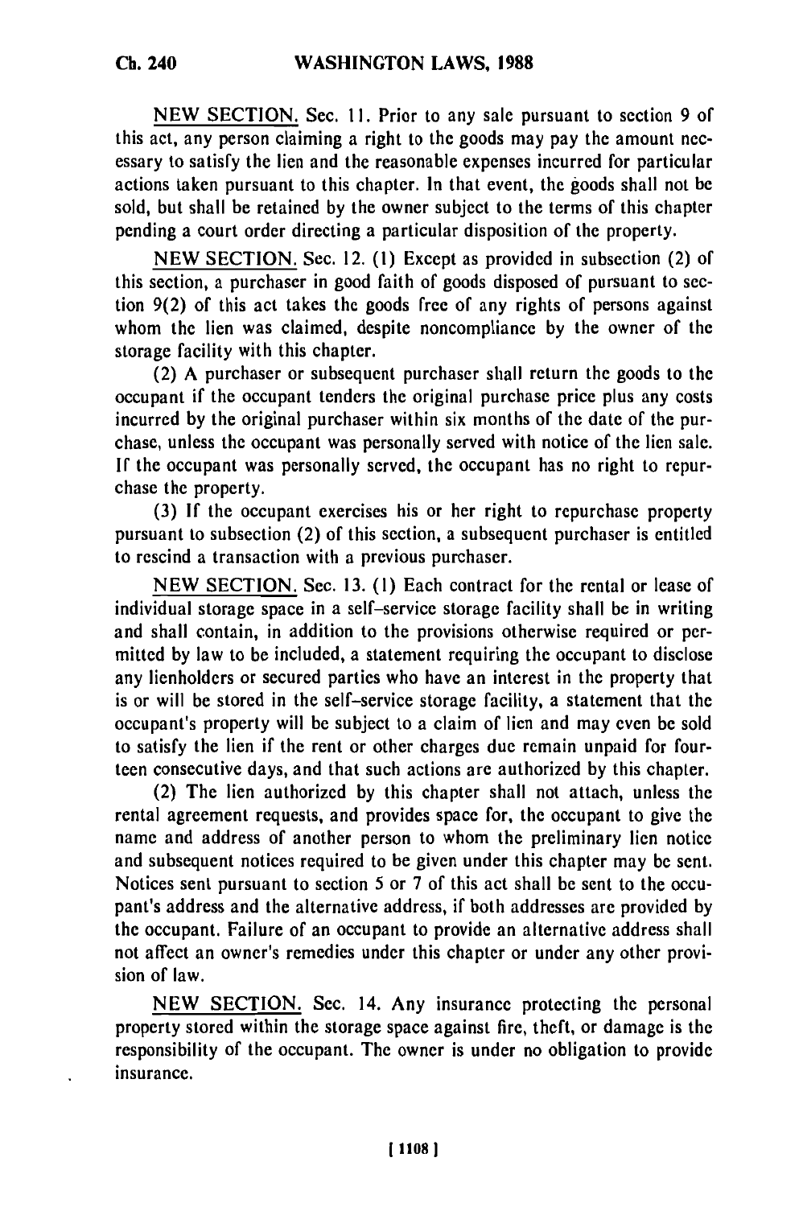NEW SECTION. Sec. 11. Prior to any sale pursuant to section 9 of this act, any person claiming a right to the goods may pay the amount necessary to satisfy the lien and the reasonable expenses incurred for particular actions taken pursuant to this chapter. In that event, the goods shall not be sold, but shall be retained by the owner subject to the terms of this chapter pending a court order directing a particular disposition of the property.

NEW SECTION. Sec. 12. (1) Except as provided in subsection (2) of this section, a purchaser in good faith of goods disposed of pursuant to section 9(2) of this act takes the goods free of any rights of persons against whom the lien was claimed, despite noncompliance by the owner of the storage facility with this chapter.

(2) A purchaser or subsequent purchaser shall return the goods to the occupant if the occupant tenders the original purchase price plus any costs incurred by the original purchaser within six months of the date of the purchase, unless the occupant was personally served with notice of the lien sale. If the occupant was personally served, the occupant has no right to repurchase the property.

(3) If the occupant exercises his or her right to repurchase property pursuant to subsection (2) of this section, a subsequent purchaser is entitled to rescind a transaction with a previous purchaser.

NEW SECTION. Sec. 13. (1) Each contract for the rental or lease of individual storage space in a self-service storage facility shall be in writing and shall contain, in addition to the provisions otherwise required or permitted by law to be included, a statement requiring the occupant to disclose any lienholders or secured parties who have an interest in the property that is or will be stored in the self-service storage facility, a statement that the occupant's property will be subject to a claim of lien and may even be sold to satisfy the lien if the rent or other charges due remain unpaid for fourteen consecutive days, and that such actions are authorized by this chapter.

(2) The lien authorized by this chapter shall not attach, unless the rental agreement requests, and provides space for, the occupant to give the name and address of another person to whom the preliminary lien notice and subsequent notices required to be given under this chapter may be sent. Notices sent pursuant to section 5 or 7 of this act shall be sent to the occupant's address and the alternative address, if both addresses are provided by the occupant. Failure of an occupant to provide an alternative address shall not affect an owner's remedies under this chapter or under any other provision of law.

NEW SECTION. Sec. 14. Any insurance protecting the personal property stored within the storage space against fire, theft, or damage is the responsibility of the occupant. The owner is under no obligation to provide insurance.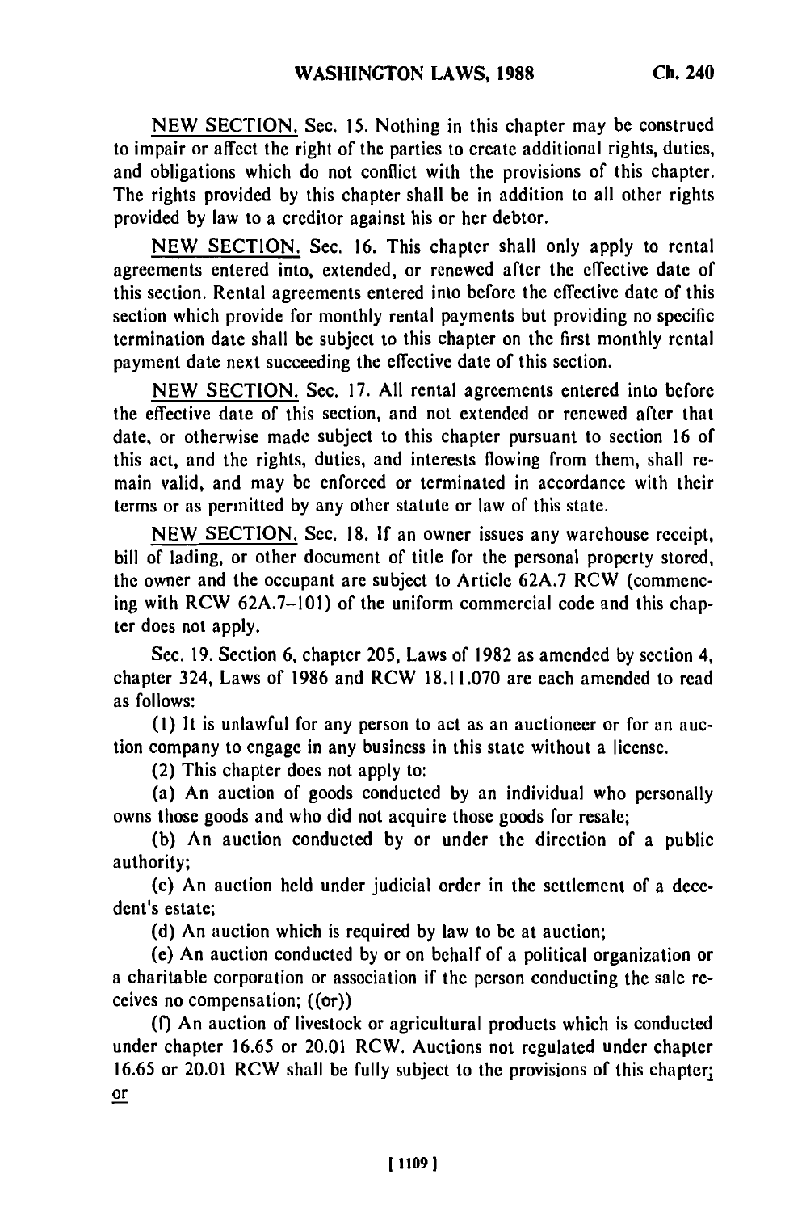NEW SECTION. Sec. 15. Nothing in this chapter may be construed to impair or affect the right of the parties to create additional rights, duties, and obligations which do not conflict with the provisions of this chapter. The rights provided by this chapter shall be in addition to all other rights provided by law to a creditor against his or her debtor.

NEW SECTION. Sec. 16. This chapter shall only apply to rental agreements entered into, extended, or renewed after the effective date of this section. Rental agreements entered into before the effective date of this section which provide for monthly rental payments but providing no specific termination date shall be subject to this chapter on the first monthly rental payment date next succeeding the effective date of this section.

NEW SECTION. Sec. 17. All rental agreements entered into before the effective date of this section, and not extended or renewed after that date, or otherwise made subject to this chapter pursuant to section 16 of this act, and the rights, duties, and interests flowing from them, shall remain valid, and may be enforced or terminated in accordance with their terms or as permitted by any other statute or law of this state.

NEW SECTION. Sec. 18. If an owner issues any warehouse receipt, bill of lading, or other document of title for the personal property stored, the owner and the occupant are subject to Article 62A.7 RCW (commencing with RCW 62A.7-101) of the uniform commercial code and this chapter does not apply.

Sec. 19. Section 6, chapter 205, Laws of 1982 as amended by section 4, chapter 324, Laws of 1986 and RCW 18.11.070 are each amended to read as follows:

(1) It is unlawful for any person to act as an auctioneer or for an auction company to engage in any business in this state without a license.

(2) This chapter does not apply to:

(a) An auction of goods conducted by an individual who personally owns those goods and who did not acquire those goods for resale;

(b) An auction conducted by or under the direction of a public authority;

(c) An auction held under judicial order in the settlement of a decedent's estate;

(d) An auction which is required by law to be at auction;

(e) An auction conducted by or on behalf of a political organization or a charitable corporation or association if the person conducting the sale receives no compensation; ((~~or~~))

(f) An auction of livestock or agricultural products which is conducted under chapter 16.65 or 20.01 RCW. Auctions not regulated under chapter 16.65 or 20.01 RCW shall be fully subject to the provisions of this chapter; <u>or</u>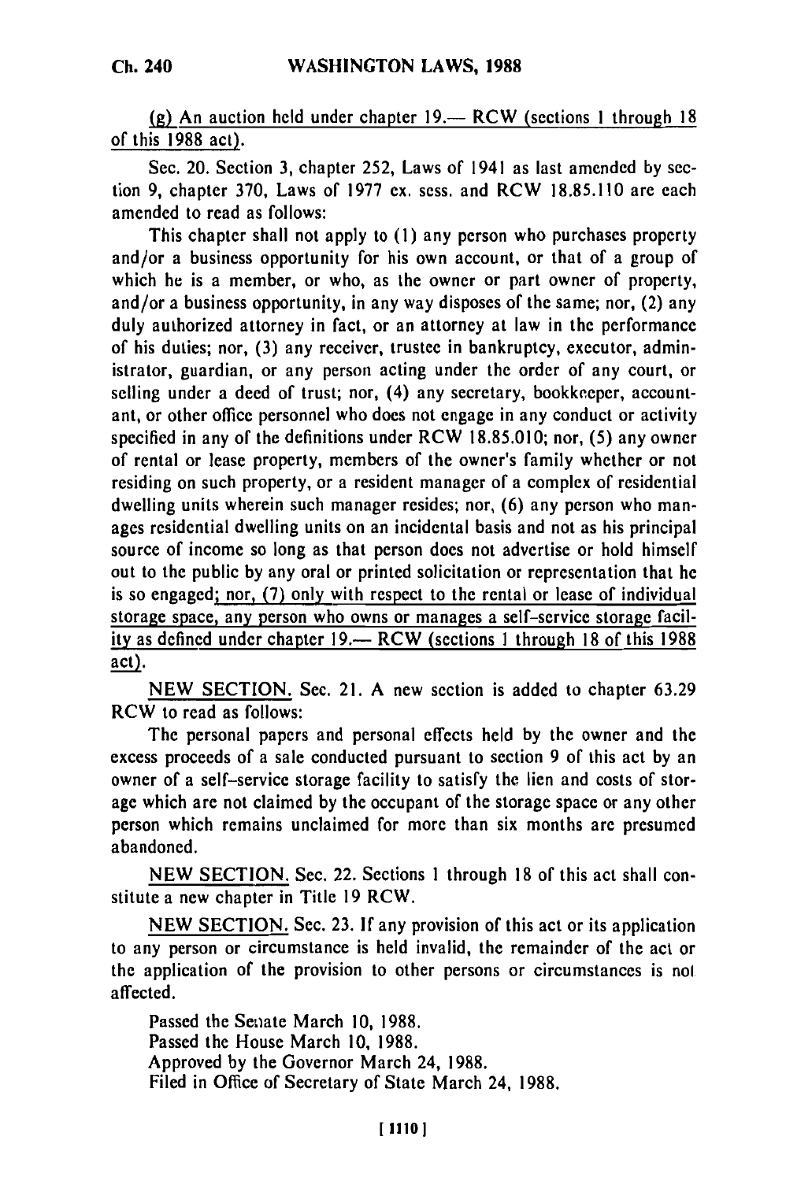(g) An auction held under chapter 19.— RCW (sections 1 through 18 of this 1988 act).

Sec. 20. Section 3, chapter 252, Laws of 1941 as last amended by section 9, chapter 370, Laws of 1977 ex. sess. and RCW 18.85.110 are each amended to read as follows:

This chapter shall not apply to (1) any person who purchases property and/or a business opportunity for his own account, or that of a group of which he is a member, or who, as the owner or part owner of property, and/or a business opportunity, in any way disposes of the same; nor, (2) any duly authorized attorney in fact, or an attorney at law in the performance of his duties; nor, (3) any receiver, trustee in bankruptcy, executor, administrator, guardian, or any person acting under the order of any court, or selling under a deed of trust; nor, (4) any secretary, bookkeeper, accountant, or other office personnel who does not engage in any conduct or activity specified in any of the definitions under RCW 18.85.010; nor, (5) any owner of rental or lease property, members of the owner's family whether or not residing on such property, or a resident manager of a complex of residential dwelling units wherein such manager resides; nor, (6) any person who manages residential dwelling units on an incidental basis and not as his principal source of income so long as that person does not advertise or hold himself out to the public by any oral or printed solicitation or representation that he is so engaged; nor, (7) only with respect to the rental or lease of individual storage space, any person who owns or manages a self-service storage facility as defined under chapter 19.— RCW (sections 1 through 18 of this 1988 act).

NEW SECTION. Sec. 21. A new section is added to chapter 63.29 RCW to read as follows:

The personal papers and personal effects held by the owner and the excess proceeds of a sale conducted pursuant to section 9 of this act by an owner of a self-service storage facility to satisfy the lien and costs of storage which are not claimed by the occupant of the storage space or any other person which remains unclaimed for more than six months are presumed abandoned.

NEW SECTION. Sec. 22. Sections 1 through 18 of this act shall constitute a new chapter in Title 19 RCW.

NEW SECTION. Sec. 23. If any provision of this act or its application to any person or circumstance is held invalid, the remainder of the act or the application of the provision to other persons or circumstances is not affected.

Passed the Senate March 10, 1988.
Passed the House March 10, 1988.
Approved by the Governor March 24, 1988.
Filed in Office of Secretary of State March 24, 1988.